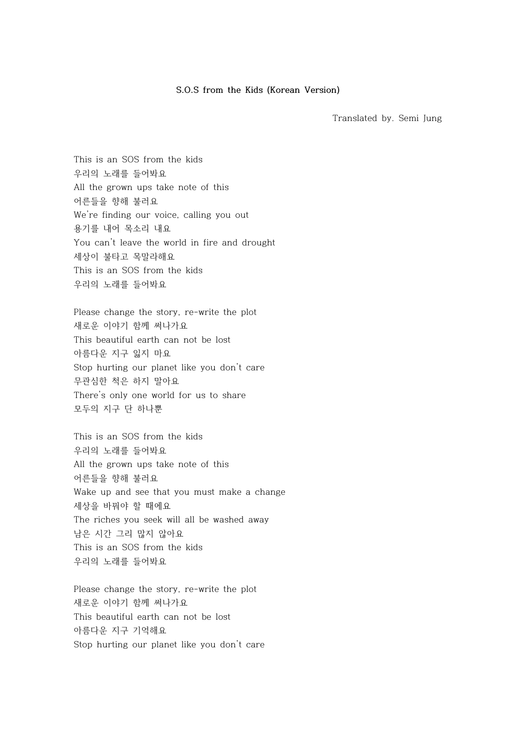# S.O.S from the Kids (Korean Version)

Translated by. Semi Jung

This is an SOS from the kids
우리의 노래를 들어봐요
All the grown ups take note of this
어른들을 향해 불러요
We're finding our voice, calling you out
용기를 내어 목소리 내요
You can't leave the world in fire and drought
세상이 불타고 목말라해요
This is an SOS from the kids
우리의 노래를 들어봐요

Please change the story, re-write the plot
새로운 이야기 함께 써나가요
This beautiful earth can not be lost
아름다운 지구 잃지 마요
Stop hurting our planet like you don't care
무관심한 척은 하지 말아요
There's only one world for us to share
모두의 지구 단 하나뿐

This is an SOS from the kids
우리의 노래를 들어봐요
All the grown ups take note of this
어른들을 향해 불러요
Wake up and see that you must make a change
세상을 바꿔야 할 때에요
The riches you seek will all be washed away
남은 시간 그리 많지 않아요
This is an SOS from the kids
우리의 노래를 들어봐요

Please change the story, re-write the plot
새로운 이야기 함께 써나가요
This beautiful earth can not be lost
아름다운 지구 기억해요
Stop hurting our planet like you don't care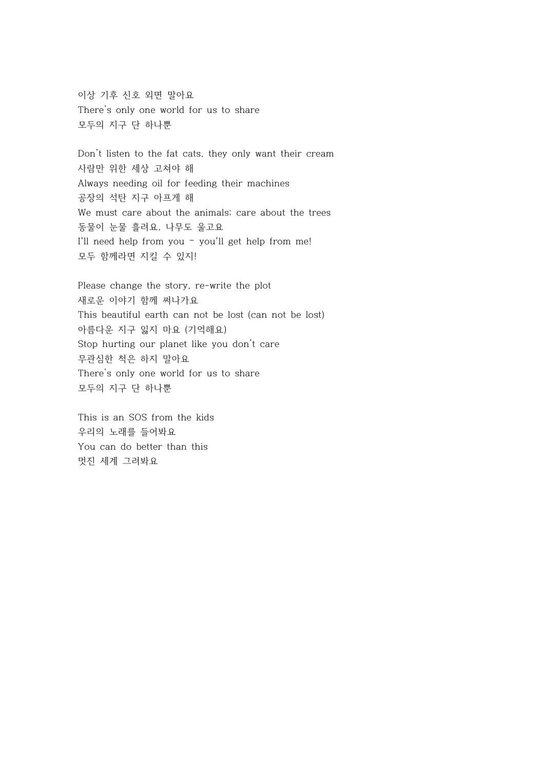이상 기후 신호 외면 말아요
There's only one world for us to share
모두의 지구 단 하나뿐

Don't listen to the fat cats, they only want their cream
사람만 위한 세상 고쳐야 해
Always needing oil for feeding their machines
공장의 석탄 지구 아프게 해
We must care about the animals; care about the trees
동물이 눈물 흘려요, 나무도 울고요
I'll need help from you - you'll get help from me!
모두 함께라면 지킬 수 있지!

Please change the story, re-write the plot
새로운 이야기 함께 써나가요
This beautiful earth can not be lost (can not be lost)
아름다운 지구 잃지 마요 (기억해요)
Stop hurting our planet like you don't care
무관심한 척은 하지 말아요
There's only one world for us to share
모두의 지구 단 하나뿐

This is an SOS from the kids
우리의 노래를 들어봐요
You can do better than this
멋진 세계 그려봐요